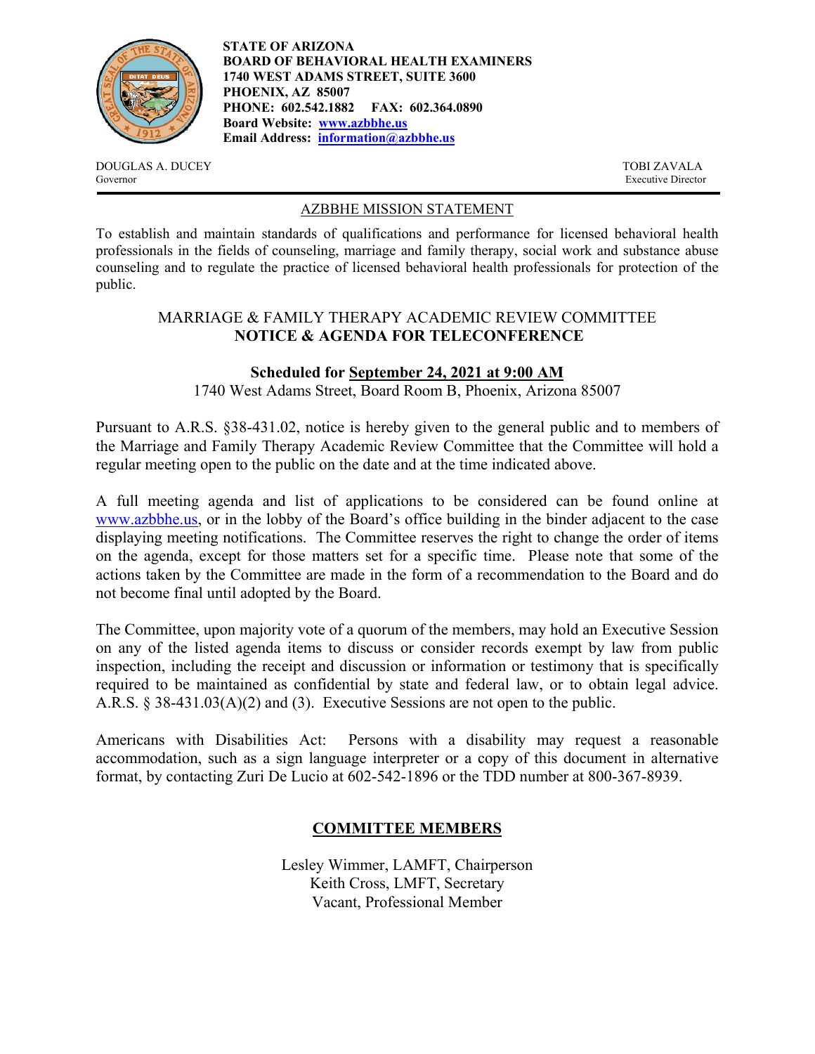**STATE OF ARIZONA**
**BOARD OF BEHAVIORAL HEALTH EXAMINERS**
**1740 WEST ADAMS STREET, SUITE 3600**
**PHOENIX, AZ 85007**
**PHONE: 602.542.1882 FAX: 602.364.0890**
**Board Website: www.azbbhe.us**
**Email Address: information@azbbhe.us**

DOUGLAS A. DUCEY
Governor

TOBI ZAVALA
Executive Director

## AZBBHE MISSION STATEMENT

To establish and maintain standards of qualifications and performance for licensed behavioral health professionals in the fields of counseling, marriage and family therapy, social work and substance abuse counseling and to regulate the practice of licensed behavioral health professionals for protection of the public.

## MARRIAGE & FAMILY THERAPY ACADEMIC REVIEW COMMITTEE
## NOTICE & AGENDA FOR TELECONFERENCE

**Scheduled for September 24, 2021 at 9:00 AM**
1740 West Adams Street, Board Room B, Phoenix, Arizona 85007

Pursuant to A.R.S. §38-431.02, notice is hereby given to the general public and to members of the Marriage and Family Therapy Academic Review Committee that the Committee will hold a regular meeting open to the public on the date and at the time indicated above.

A full meeting agenda and list of applications to be considered can be found online at www.azbbhe.us, or in the lobby of the Board's office building in the binder adjacent to the case displaying meeting notifications. The Committee reserves the right to change the order of items on the agenda, except for those matters set for a specific time. Please note that some of the actions taken by the Committee are made in the form of a recommendation to the Board and do not become final until adopted by the Board.

The Committee, upon majority vote of a quorum of the members, may hold an Executive Session on any of the listed agenda items to discuss or consider records exempt by law from public inspection, including the receipt and discussion or information or testimony that is specifically required to be maintained as confidential by state and federal law, or to obtain legal advice. A.R.S. § 38-431.03(A)(2) and (3). Executive Sessions are not open to the public.

Americans with Disabilities Act: Persons with a disability may request a reasonable accommodation, such as a sign language interpreter or a copy of this document in alternative format, by contacting Zuri De Lucio at 602-542-1896 or the TDD number at 800-367-8939.

## COMMITTEE MEMBERS

Lesley Wimmer, LAMFT, Chairperson
Keith Cross, LMFT, Secretary
Vacant, Professional Member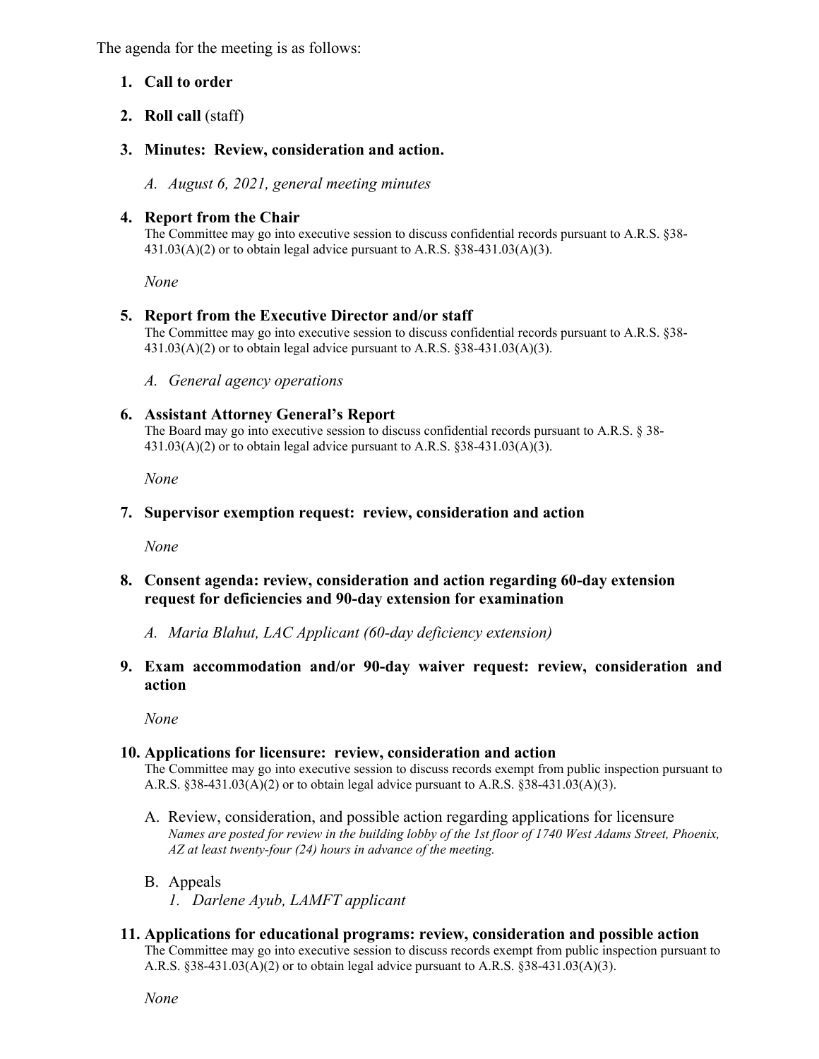The agenda for the meeting is as follows:

1. **Call to order**

2. **Roll call** (staff)

3. **Minutes: Review, consideration and action.**

   A. *August 6, 2021, general meeting minutes*

4. **Report from the Chair**
   The Committee may go into executive session to discuss confidential records pursuant to A.R.S. §38-431.03(A)(2) or to obtain legal advice pursuant to A.R.S. §38-431.03(A)(3).

   *None*

5. **Report from the Executive Director and/or staff**
   The Committee may go into executive session to discuss confidential records pursuant to A.R.S. §38-431.03(A)(2) or to obtain legal advice pursuant to A.R.S. §38-431.03(A)(3).

   A. *General agency operations*

6. **Assistant Attorney General's Report**
   The Board may go into executive session to discuss confidential records pursuant to A.R.S. § 38-431.03(A)(2) or to obtain legal advice pursuant to A.R.S. §38-431.03(A)(3).

   *None*

7. **Supervisor exemption request: review, consideration and action**

   *None*

8. **Consent agenda: review, consideration and action regarding 60-day extension request for deficiencies and 90-day extension for examination**

   A. *Maria Blahut, LAC Applicant (60-day deficiency extension)*

9. **Exam accommodation and/or 90-day waiver request: review, consideration and action**

   *None*

10. **Applications for licensure: review, consideration and action**
    The Committee may go into executive session to discuss records exempt from public inspection pursuant to A.R.S. §38-431.03(A)(2) or to obtain legal advice pursuant to A.R.S. §38-431.03(A)(3).

    A. Review, consideration, and possible action regarding applications for licensure
    *Names are posted for review in the building lobby of the 1st floor of 1740 West Adams Street, Phoenix, AZ at least twenty-four (24) hours in advance of the meeting.*

    B. Appeals
    1. *Darlene Ayub, LAMFT applicant*

11. **Applications for educational programs: review, consideration and possible action**
    The Committee may go into executive session to discuss records exempt from public inspection pursuant to A.R.S. §38-431.03(A)(2) or to obtain legal advice pursuant to A.R.S. §38-431.03(A)(3).

    *None*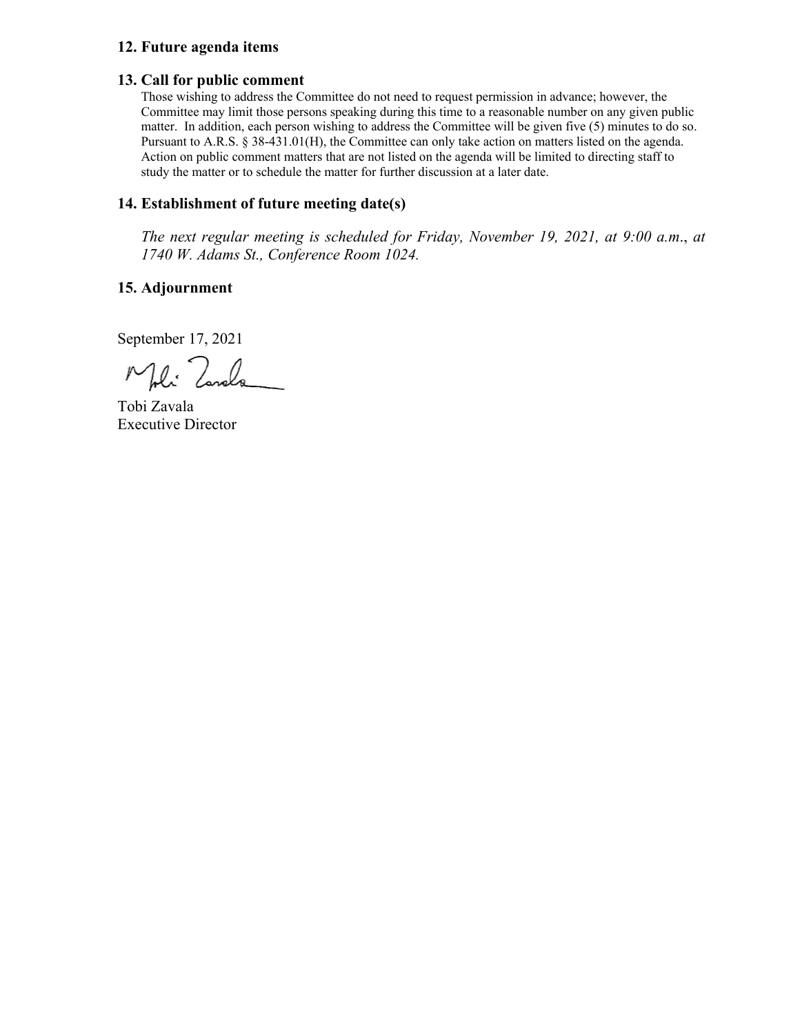## 12. Future agenda items

## 13. Call for public comment

Those wishing to address the Committee do not need to request permission in advance; however, the Committee may limit those persons speaking during this time to a reasonable number on any given public matter. In addition, each person wishing to address the Committee will be given five (5) minutes to do so. Pursuant to A.R.S. § 38-431.01(H), the Committee can only take action on matters listed on the agenda. Action on public comment matters that are not listed on the agenda will be limited to directing staff to study the matter or to schedule the matter for further discussion at a later date.

## 14. Establishment of future meeting date(s)

*The next regular meeting is scheduled for Friday, November 19, 2021, at 9:00 a.m., at 1740 W. Adams St., Conference Room 1024.*

## 15. Adjournment

September 17, 2021

Tobi Zavala
Executive Director